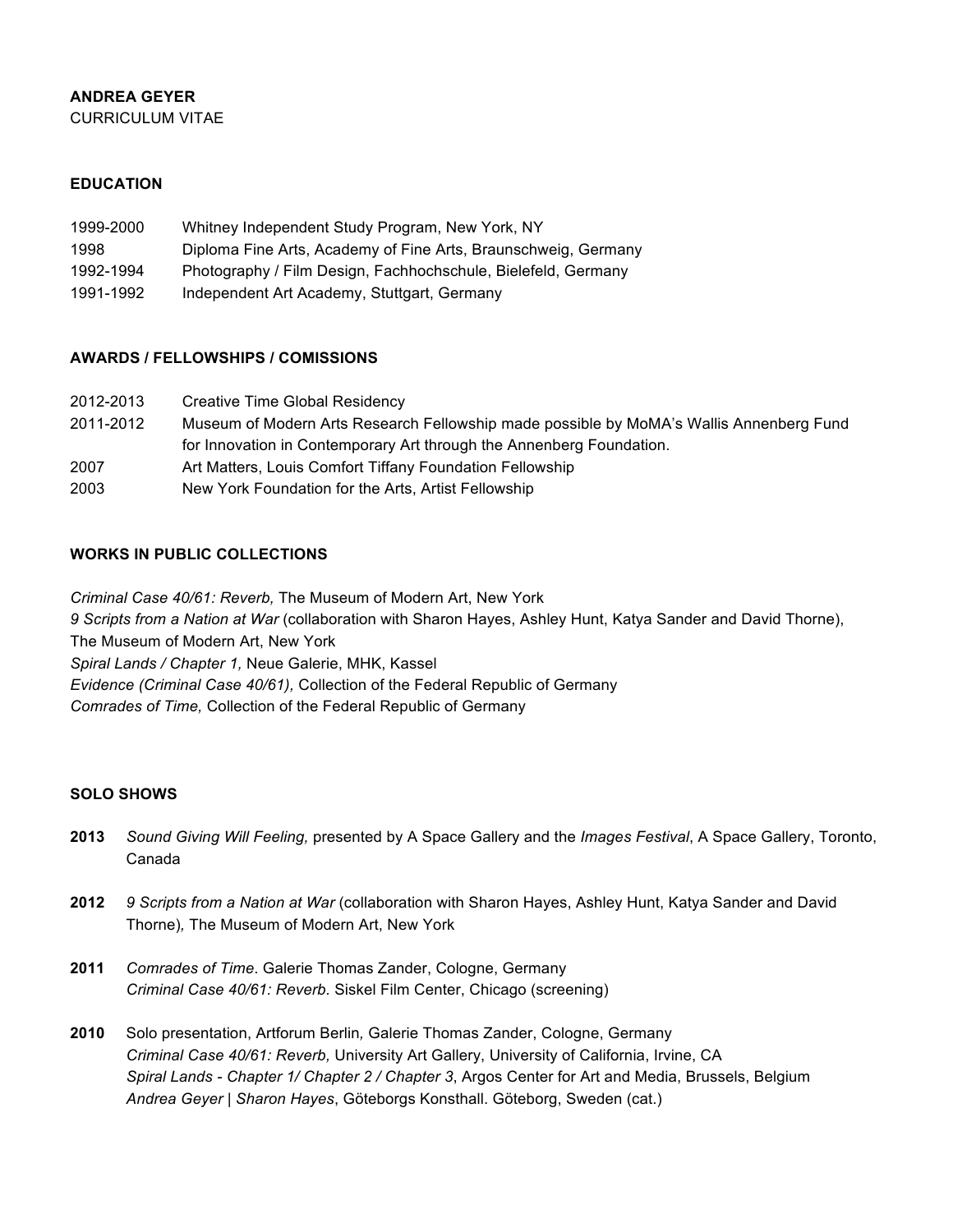**ANDREA GEYER**
CURRICULUM VITAE

## EDUCATION

| | |
|---|---|
| 1999-2000 | Whitney Independent Study Program, New York, NY |
| 1998 | Diploma Fine Arts, Academy of Fine Arts, Braunschweig, Germany |
| 1992-1994 | Photography / Film Design, Fachhochschule, Bielefeld, Germany |
| 1991-1992 | Independent Art Academy, Stuttgart, Germany |

## AWARDS / FELLOWSHIPS / COMISSIONS

| | |
|---|---|
| 2012-2013 | Creative Time Global Residency |
| 2011-2012 | Museum of Modern Arts Research Fellowship made possible by MoMA's Wallis Annenberg Fund for Innovation in Contemporary Art through the Annenberg Foundation. |
| 2007 | Art Matters, Louis Comfort Tiffany Foundation Fellowship |
| 2003 | New York Foundation for the Arts, Artist Fellowship |

## WORKS IN PUBLIC COLLECTIONS

*Criminal Case 40/61: Reverb,* The Museum of Modern Art, New York
*9 Scripts from a Nation at War* (collaboration with Sharon Hayes, Ashley Hunt, Katya Sander and David Thorne), The Museum of Modern Art, New York
*Spiral Lands / Chapter 1,* Neue Galerie, MHK, Kassel
*Evidence (Criminal Case 40/61),* Collection of the Federal Republic of Germany
*Comrades of Time,* Collection of the Federal Republic of Germany

## SOLO SHOWS

**2013** *Sound Giving Will Feeling,* presented by A Space Gallery and the *Images Festival*, A Space Gallery, Toronto, Canada

**2012** *9 Scripts from a Nation at War* (collaboration with Sharon Hayes, Ashley Hunt, Katya Sander and David Thorne)*,* The Museum of Modern Art, New York

**2011** *Comrades of Time*. Galerie Thomas Zander, Cologne, Germany
*Criminal Case 40/61: Reverb.* Siskel Film Center, Chicago (screening)

**2010** Solo presentation, Artforum Berlin*,* Galerie Thomas Zander, Cologne, Germany
*Criminal Case 40/61: Reverb,* University Art Gallery, University of California, Irvine, CA
*Spiral Lands - Chapter 1/ Chapter 2 / Chapter 3*, Argos Center for Art and Media, Brussels, Belgium
*Andrea Geyer | Sharon Hayes*, Göteborgs Konsthall. Göteborg, Sweden (cat.)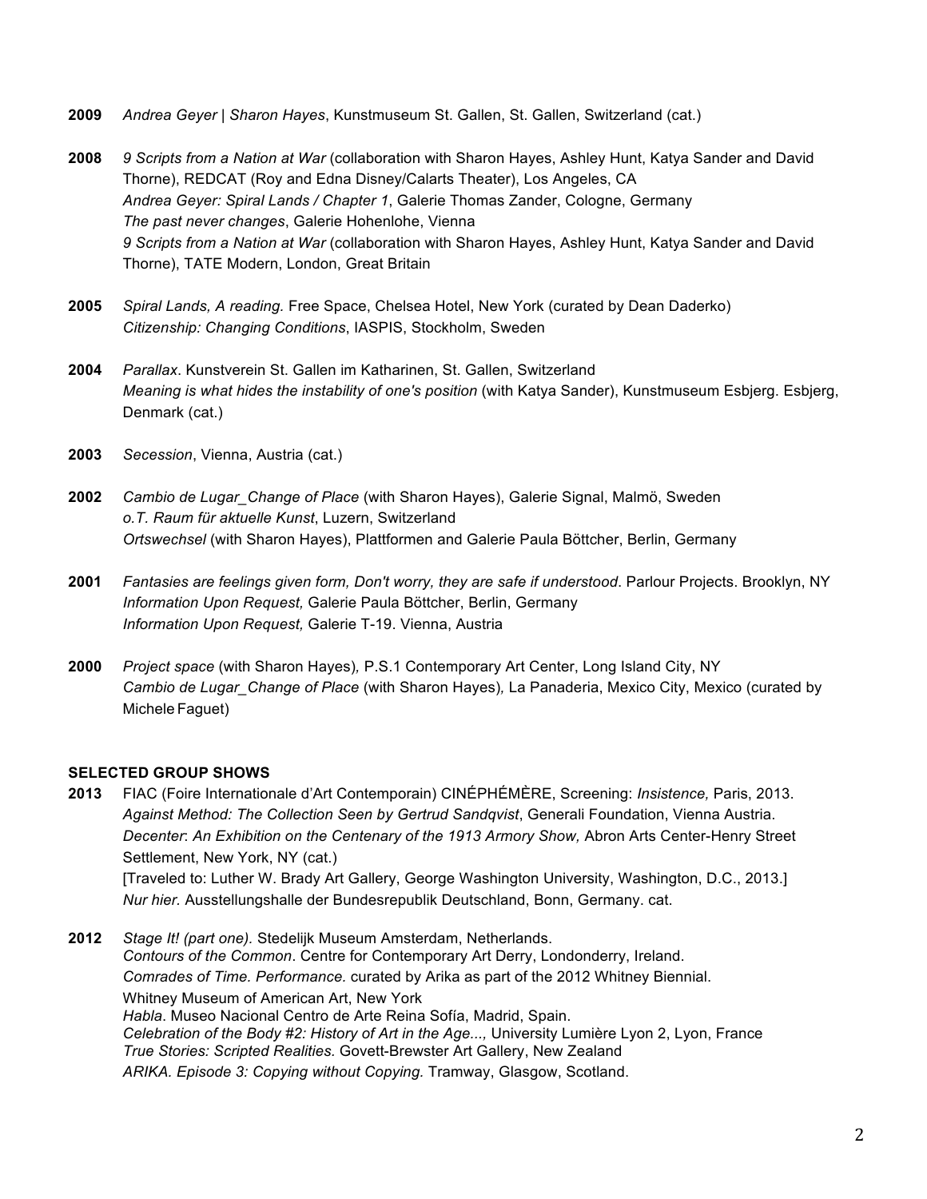**2009** *Andrea Geyer | Sharon Hayes*, Kunstmuseum St. Gallen, St. Gallen, Switzerland (cat.)

**2008** *9 Scripts from a Nation at War* (collaboration with Sharon Hayes, Ashley Hunt, Katya Sander and David Thorne), REDCAT (Roy and Edna Disney/Calarts Theater), Los Angeles, CA
*Andrea Geyer: Spiral Lands / Chapter 1*, Galerie Thomas Zander, Cologne, Germany
*The past never changes*, Galerie Hohenlohe, Vienna
*9 Scripts from a Nation at War* (collaboration with Sharon Hayes, Ashley Hunt, Katya Sander and David Thorne), TATE Modern, London, Great Britain

**2005** *Spiral Lands, A reading.* Free Space, Chelsea Hotel, New York (curated by Dean Daderko)
*Citizenship: Changing Conditions*, IASPIS, Stockholm, Sweden

**2004** *Parallax*. Kunstverein St. Gallen im Katharinen, St. Gallen, Switzerland
*Meaning is what hides the instability of one's position* (with Katya Sander), Kunstmuseum Esbjerg. Esbjerg, Denmark (cat.)

**2003** *Secession*, Vienna, Austria (cat.)

**2002** *Cambio de Lugar_Change of Place* (with Sharon Hayes), Galerie Signal, Malmö, Sweden
*o.T. Raum für aktuelle Kunst*, Luzern, Switzerland
*Ortswechsel* (with Sharon Hayes), Plattformen and Galerie Paula Böttcher, Berlin, Germany

**2001** *Fantasies are feelings given form, Don't worry, they are safe if understood*. Parlour Projects. Brooklyn, NY
*Information Upon Request,* Galerie Paula Böttcher, Berlin, Germany
*Information Upon Request,* Galerie T-19. Vienna, Austria

**2000** *Project space* (with Sharon Hayes)*,* P.S.1 Contemporary Art Center, Long Island City, NY
*Cambio de Lugar_Change of Place* (with Sharon Hayes)*,* La Panaderia, Mexico City, Mexico (curated by Michele Faguet)

**SELECTED GROUP SHOWS**

**2013** FIAC (Foire Internationale d'Art Contemporain) CINÉPHÉMÈRE, Screening: *Insistence,* Paris, 2013.
*Against Method: The Collection Seen by Gertrud Sandqvist*, Generali Foundation, Vienna Austria.
*Decenter*: *An Exhibition on the Centenary of the 1913 Armory Show,* Abron Arts Center-Henry Street Settlement, New York, NY (cat.)
[Traveled to: Luther W. Brady Art Gallery, George Washington University, Washington, D.C., 2013.]
*Nur hier.* Ausstellungshalle der Bundesrepublik Deutschland, Bonn, Germany. cat.

**2012** *Stage It! (part one).* Stedelijk Museum Amsterdam, Netherlands.
*Contours of the Common*. Centre for Contemporary Art Derry, Londonderry, Ireland.
*Comrades of Time. Performance.* curated by Arika as part of the 2012 Whitney Biennial.
Whitney Museum of American Art, New York
*Habla*. Museo Nacional Centro de Arte Reina Sofía, Madrid, Spain.
*Celebration of the Body #2: History of Art in the Age...,* University Lumière Lyon 2, Lyon, France
*True Stories: Scripted Realities.* Govett-Brewster Art Gallery, New Zealand
*ARIKA. Episode 3: Copying without Copying.* Tramway, Glasgow, Scotland.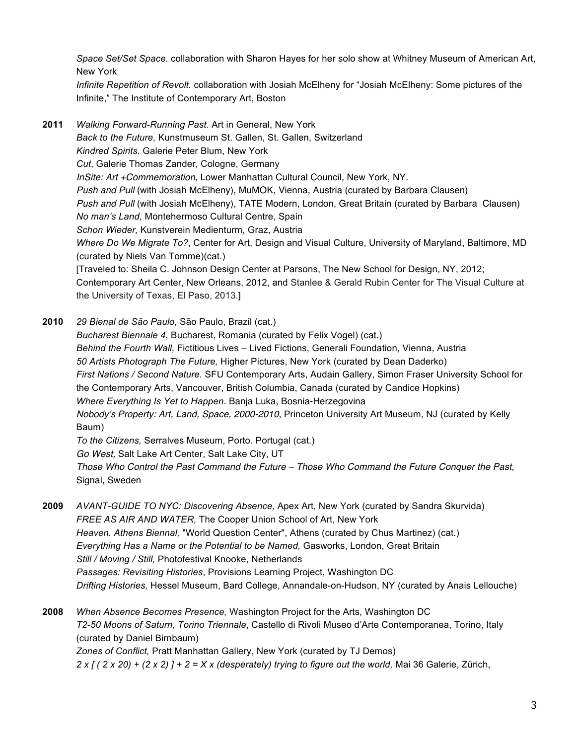*Space Set/Set Space.* collaboration with Sharon Hayes for her solo show at Whitney Museum of American Art, New York
*Infinite Repetition of Revolt.* collaboration with Josiah McElheny for "Josiah McElheny: Some pictures of the Infinite," The Institute of Contemporary Art, Boston

**2011** *Walking Forward-Running Past.* Art in General, New York
*Back to the Future,* Kunstmuseum St. Gallen, St. Gallen, Switzerland
*Kindred Spirits.* Galerie Peter Blum, New York
*Cut*, Galerie Thomas Zander, Cologne, Germany
*InSite: Art +Commemoration,* Lower Manhattan Cultural Council, New York, NY.
*Push and Pull* (with Josiah McElheny), MuMOK, Vienna, Austria (curated by Barbara Clausen)
*Push and Pull* (with Josiah McElheny), TATE Modern, London, Great Britain (curated by Barbara Clausen)
*No man's Land,* Montehermoso Cultural Centre, Spain
*Schon Wieder,* Kunstverein Medienturm, Graz, Austria
*Where Do We Migrate To?*, Center for Art, Design and Visual Culture, University of Maryland, Baltimore, MD (curated by Niels Van Tomme)(cat.)
[Traveled to: Sheila C. Johnson Design Center at Parsons, The New School for Design, NY, 2012; Contemporary Art Center, New Orleans, 2012, and Stanlee & Gerald Rubin Center for The Visual Culture at the University of Texas, El Paso, 2013.]

**2010** *29 Bienal de São Paulo,* São Paulo, Brazil (cat.)
*Bucharest Biennale 4*, Bucharest, Romania (curated by Felix Vogel) (cat.)
*Behind the Fourth Wall,* Fictitious Lives – Lived Fictions, Generali Foundation, Vienna, Austria
*50 Artists Photograph The Future,* Higher Pictures, New York (curated by Dean Daderko)
*First Nations / Second Nature.* SFU Contemporary Arts, Audain Gallery, Simon Fraser University School for the Contemporary Arts, Vancouver, British Columbia, Canada (curated by Candice Hopkins)
*Where Everything Is Yet to Happen*. Banja Luka, Bosnia-Herzegovina
*Nobody's Property: Art, Land, Space, 2000-2010*, Princeton University Art Museum, NJ (curated by Kelly Baum)
*To the Citizens,* Serralves Museum, Porto. Portugal (cat.)
*Go West,* Salt Lake Art Center, Salt Lake City, UT
*Those Who Control the Past Command the Future – Those Who Command the Future Conquer the Past,* Signal, Sweden

**2009** *AVANT-GUIDE TO NYC: Discovering Absence,* Apex Art, New York (curated by Sandra Skurvida)
*FREE AS AIR AND WATER,* The Cooper Union School of Art, New York
*Heaven. Athens Biennal,* "World Question Center", Athens (curated by Chus Martinez) (cat.)
*Everything Has a Name or the Potential to be Named,* Gasworks, London, Great Britain
*Still / Moving / Still,* Photofestival Knooke, Netherlands
*Passages: Revisiting Histories*, Provisions Learning Project, Washington DC
*Drifting Histories,* Hessel Museum, Bard College, Annandale-on-Hudson, NY (curated by Anais Lellouche)

**2008** *When Absence Becomes Presence,* Washington Project for the Arts, Washington DC
*T2-50 Moons of Saturn, Torino Triennale*, Castello di Rivoli Museo d'Arte Contemporanea, Torino, Italy (curated by Daniel Birnbaum)
*Zones of Conflict,* Pratt Manhattan Gallery, New York (curated by TJ Demos)
*2 x [ ( 2 x 20) + (2 x 2) ] + 2 = X x (desperately) trying to figure out the world,* Mai 36 Galerie, Zürich,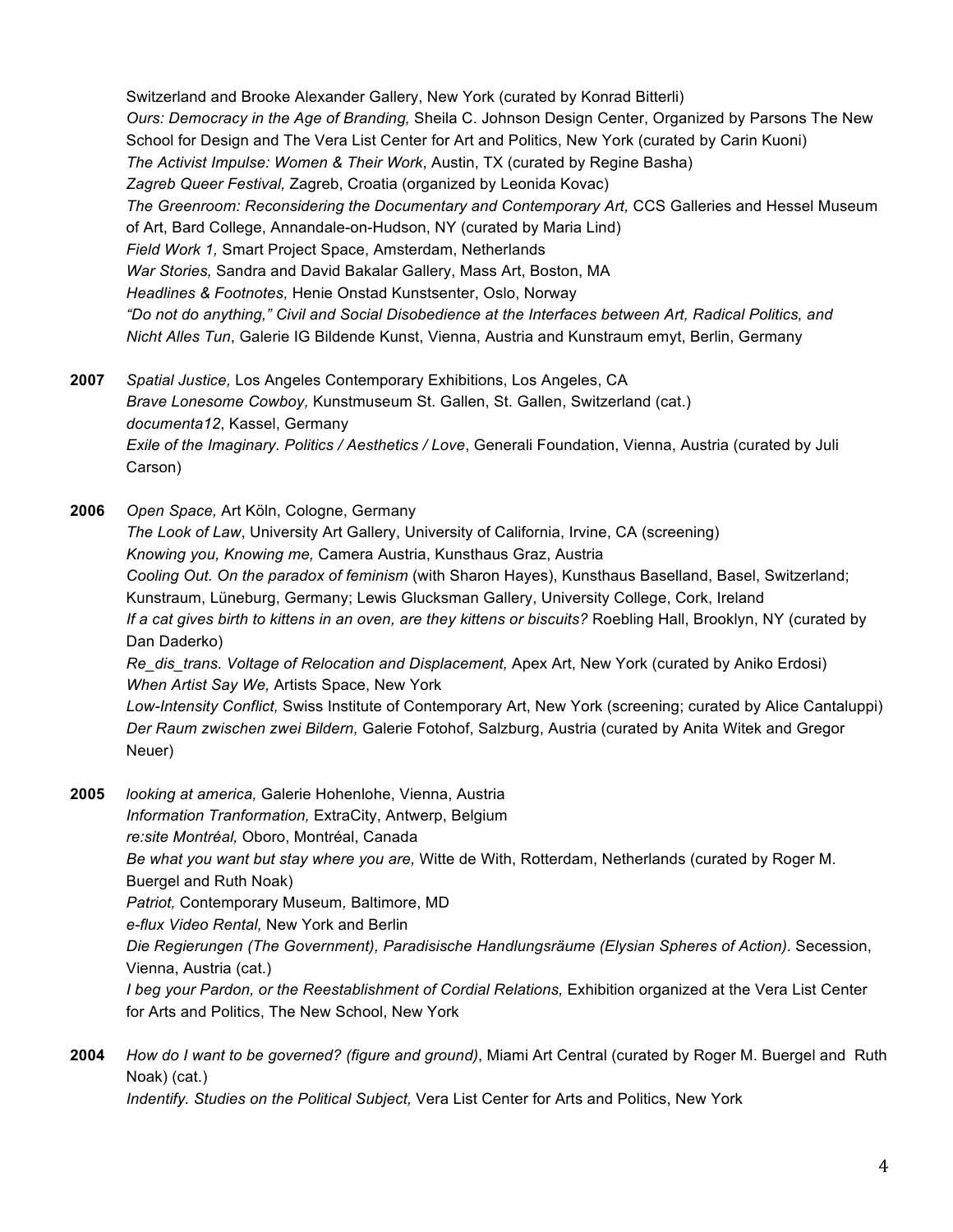Switzerland and Brooke Alexander Gallery, New York (curated by Konrad Bitterli)
*Ours: Democracy in the Age of Branding,* Sheila C. Johnson Design Center, Organized by Parsons The New School for Design and The Vera List Center for Art and Politics, New York (curated by Carin Kuoni)
*The Activist Impulse: Women & Their Work*, Austin, TX (curated by Regine Basha)
*Zagreb Queer Festival,* Zagreb, Croatia (organized by Leonida Kovac)
*The Greenroom: Reconsidering the Documentary and Contemporary Art,* CCS Galleries and Hessel Museum of Art, Bard College, Annandale-on-Hudson, NY (curated by Maria Lind)
*Field Work 1,* Smart Project Space, Amsterdam, Netherlands
*War Stories,* Sandra and David Bakalar Gallery, Mass Art, Boston, MA
*Headlines & Footnotes,* Henie Onstad Kunstsenter, Oslo, Norway
*"Do not do anything," Civil and Social Disobedience at the Interfaces between Art, Radical Politics, and Nicht Alles Tun*, Galerie IG Bildende Kunst, Vienna, Austria and Kunstraum emyt, Berlin, Germany

**2007** *Spatial Justice,* Los Angeles Contemporary Exhibitions, Los Angeles, CA
*Brave Lonesome Cowboy,* Kunstmuseum St. Gallen, St. Gallen, Switzerland (cat.)
*documenta12*, Kassel, Germany
*Exile of the Imaginary. Politics / Aesthetics / Love*, Generali Foundation, Vienna, Austria (curated by Juli Carson)

**2006** *Open Space,* Art Köln, Cologne, Germany
*The Look of Law*, University Art Gallery, University of California, Irvine, CA (screening)
*Knowing you, Knowing me,* Camera Austria, Kunsthaus Graz, Austria
*Cooling Out. On the paradox of feminism* (with Sharon Hayes), Kunsthaus Baselland, Basel, Switzerland; Kunstraum, Lüneburg, Germany; Lewis Glucksman Gallery, University College, Cork, Ireland
*If a cat gives birth to kittens in an oven, are they kittens or biscuits?* Roebling Hall, Brooklyn, NY (curated by Dan Daderko)
*Re_dis_trans. Voltage of Relocation and Displacement,* Apex Art, New York (curated by Aniko Erdosi)
*When Artist Say We,* Artists Space, New York
*Low-Intensity Conflict,* Swiss Institute of Contemporary Art, New York (screening; curated by Alice Cantaluppi)
*Der Raum zwischen zwei Bildern,* Galerie Fotohof, Salzburg, Austria (curated by Anita Witek and Gregor Neuer)

**2005** *looking at america,* Galerie Hohenlohe, Vienna, Austria
*Information Tranformation,* ExtraCity, Antwerp, Belgium
*re:site Montréal,* Oboro, Montréal, Canada
*Be what you want but stay where you are,* Witte de With, Rotterdam, Netherlands (curated by Roger M. Buergel and Ruth Noak)
*Patriot,* Contemporary Museum*,* Baltimore, MD
*e-flux Video Rental,* New York and Berlin
*Die Regierungen (The Government), Paradisische Handlungsräume (Elysian Spheres of Action)*. Secession, Vienna, Austria (cat.)
*I beg your Pardon, or the Reestablishment of Cordial Relations,* Exhibition organized at the Vera List Center for Arts and Politics, The New School, New York

**2004** *How do I want to be governed? (figure and ground)*, Miami Art Central (curated by Roger M. Buergel and Ruth Noak) (cat.)
*Indentify. Studies on the Political Subject,* Vera List Center for Arts and Politics, New York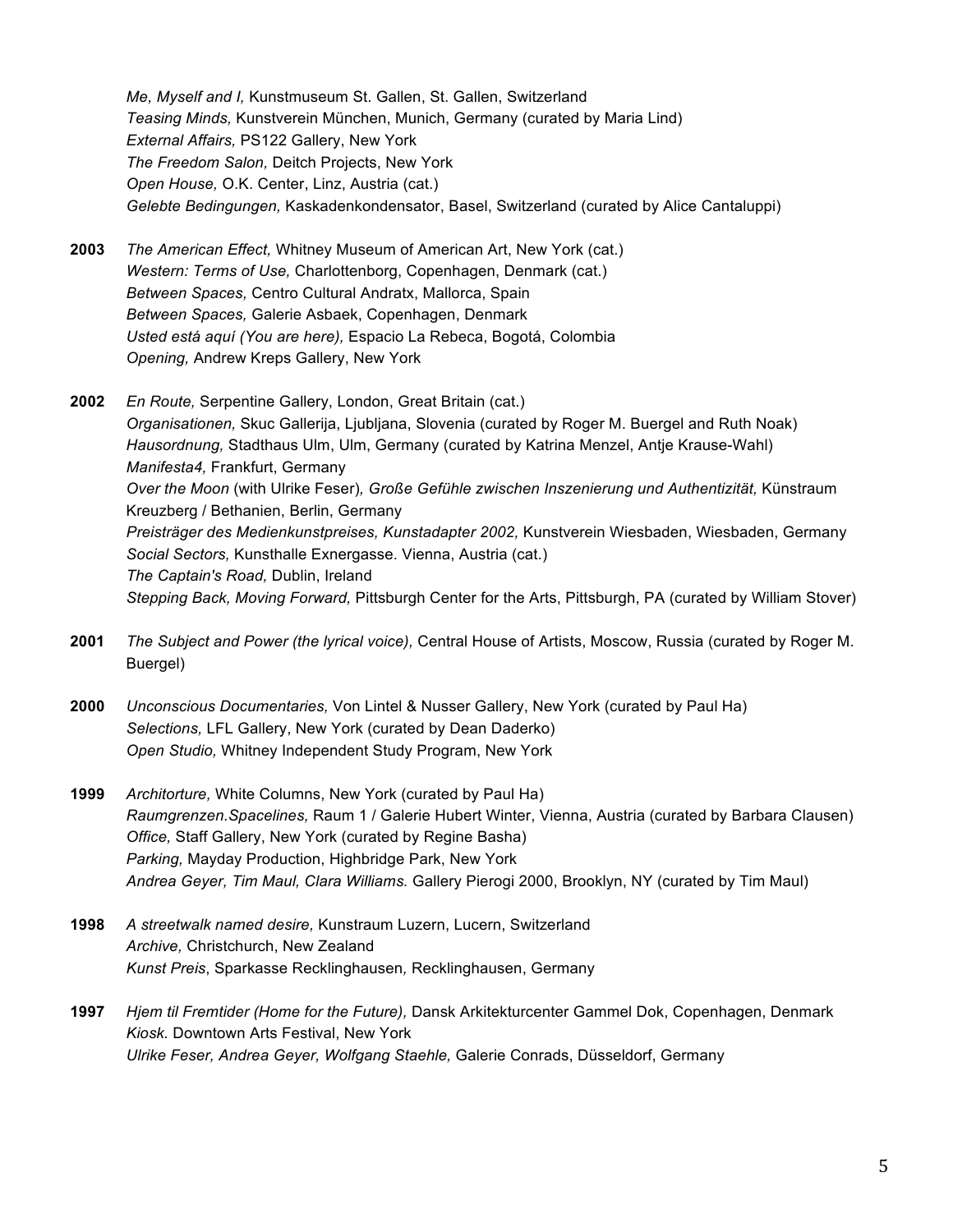*Me, Myself and I,* Kunstmuseum St. Gallen, St. Gallen, Switzerland
*Teasing Minds,* Kunstverein München, Munich, Germany (curated by Maria Lind)
*External Affairs,* PS122 Gallery, New York
*The Freedom Salon,* Deitch Projects, New York
*Open House,* O.K. Center, Linz, Austria (cat.)
*Gelebte Bedingungen,* Kaskadenkondensator, Basel, Switzerland (curated by Alice Cantaluppi)

**2003** *The American Effect,* Whitney Museum of American Art, New York (cat.)
*Western: Terms of Use,* Charlottenborg, Copenhagen, Denmark (cat.)
*Between Spaces,* Centro Cultural Andratx, Mallorca, Spain
*Between Spaces,* Galerie Asbaek, Copenhagen, Denmark
*Usted está aquí (You are here),* Espacio La Rebeca, Bogotá, Colombia
*Opening,* Andrew Kreps Gallery, New York

**2002** *En Route,* Serpentine Gallery, London, Great Britain (cat.)
*Organisationen,* Skuc Gallerija, Ljubljana, Slovenia (curated by Roger M. Buergel and Ruth Noak)
*Hausordnung,* Stadthaus Ulm, Ulm, Germany (curated by Katrina Menzel, Antje Krause-Wahl)
*Manifesta4,* Frankfurt, Germany
*Over the Moon* (with Ulrike Feser)*, Große Gefühle zwischen Inszenierung und Authentizität,* Künstraum Kreuzberg / Bethanien, Berlin, Germany
*Preisträger des Medienkunstpreises, Kunstadapter 2002,* Kunstverein Wiesbaden, Wiesbaden, Germany
*Social Sectors,* Kunsthalle Exnergasse. Vienna, Austria (cat.)
*The Captain's Road,* Dublin, Ireland
*Stepping Back, Moving Forward,* Pittsburgh Center for the Arts, Pittsburgh, PA (curated by William Stover)

**2001** *The Subject and Power (the lyrical voice),* Central House of Artists, Moscow, Russia (curated by Roger M. Buergel)

**2000** *Unconscious Documentaries,* Von Lintel & Nusser Gallery, New York (curated by Paul Ha)
*Selections,* LFL Gallery, New York (curated by Dean Daderko)
*Open Studio,* Whitney Independent Study Program, New York

**1999** *Architorture,* White Columns, New York (curated by Paul Ha)
*Raumgrenzen.Spacelines,* Raum 1 / Galerie Hubert Winter, Vienna, Austria (curated by Barbara Clausen)
*Office,* Staff Gallery, New York (curated by Regine Basha)
*Parking,* Mayday Production, Highbridge Park, New York
*Andrea Geyer, Tim Maul, Clara Williams.* Gallery Pierogi 2000, Brooklyn, NY (curated by Tim Maul)

**1998** *A streetwalk named desire,* Kunstraum Luzern, Lucern, Switzerland
*Archive,* Christchurch, New Zealand
*Kunst Preis*, Sparkasse Recklinghausen*,* Recklinghausen, Germany

**1997** *Hjem til Fremtider (Home for the Future),* Dansk Arkitekturcenter Gammel Dok, Copenhagen, Denmark
*Kiosk.* Downtown Arts Festival, New York
*Ulrike Feser, Andrea Geyer, Wolfgang Staehle,* Galerie Conrads, Düsseldorf, Germany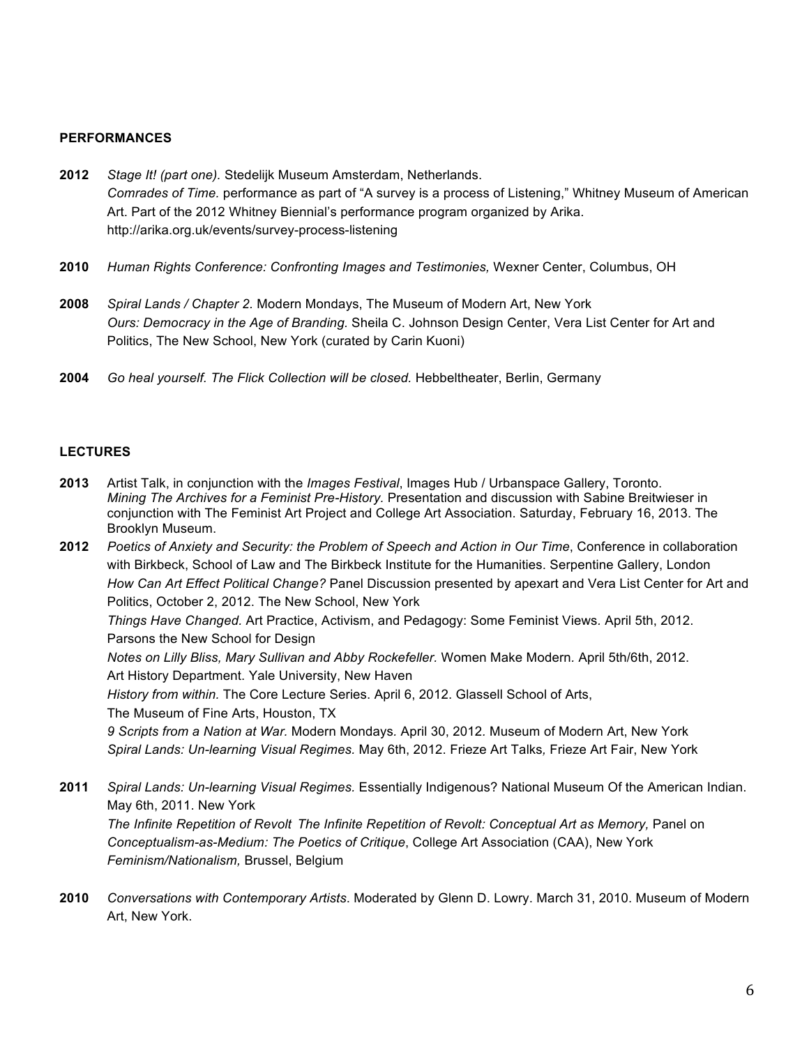## PERFORMANCES

**2012** *Stage It! (part one).* Stedelijk Museum Amsterdam, Netherlands.
*Comrades of Time.* performance as part of "A survey is a process of Listening," Whitney Museum of American Art. Part of the 2012 Whitney Biennial's performance program organized by Arika.
http://arika.org.uk/events/survey-process-listening

**2010** *Human Rights Conference: Confronting Images and Testimonies,* Wexner Center, Columbus, OH

**2008** *Spiral Lands / Chapter 2.* Modern Mondays, The Museum of Modern Art, New York
*Ours: Democracy in the Age of Branding.* Sheila C. Johnson Design Center, Vera List Center for Art and Politics, The New School, New York (curated by Carin Kuoni)

**2004** *Go heal yourself. The Flick Collection will be closed.* Hebbeltheater, Berlin, Germany

## LECTURES

**2013** Artist Talk, in conjunction with the *Images Festival*, Images Hub / Urbanspace Gallery, Toronto.
*Mining The Archives for a Feminist Pre-History.* Presentation and discussion with Sabine Breitwieser in conjunction with The Feminist Art Project and College Art Association. Saturday, February 16, 2013. The Brooklyn Museum.

**2012** *Poetics of Anxiety and Security: the Problem of Speech and Action in Our Time*, Conference in collaboration with Birkbeck, School of Law and The Birkbeck Institute for the Humanities. Serpentine Gallery, London
*How Can Art Effect Political Change?* Panel Discussion presented by apexart and Vera List Center for Art and Politics, October 2, 2012. The New School, New York
*Things Have Changed.* Art Practice, Activism, and Pedagogy: Some Feminist Views. April 5th, 2012. Parsons the New School for Design
*Notes on Lilly Bliss, Mary Sullivan and Abby Rockefeller.* Women Make Modern. April 5th/6th, 2012. Art History Department. Yale University, New Haven
*History from within.* The Core Lecture Series. April 6, 2012. Glassell School of Arts, The Museum of Fine Arts, Houston, TX
*9 Scripts from a Nation at War.* Modern Mondays. April 30, 2012. Museum of Modern Art, New York
*Spiral Lands: Un-learning Visual Regimes.* May 6th, 2012. Frieze Art Talks, Frieze Art Fair, New York

**2011** *Spiral Lands: Un-learning Visual Regimes.* Essentially Indigenous? National Museum Of the American Indian. May 6th, 2011. New York
*The Infinite Repetition of Revolt The Infinite Repetition of Revolt: Conceptual Art as Memory,* Panel on *Conceptualism-as-Medium: The Poetics of Critique*, College Art Association (CAA), New York
*Feminism/Nationalism,* Brussel, Belgium

**2010** *Conversations with Contemporary Artists*. Moderated by Glenn D. Lowry. March 31, 2010. Museum of Modern Art, New York.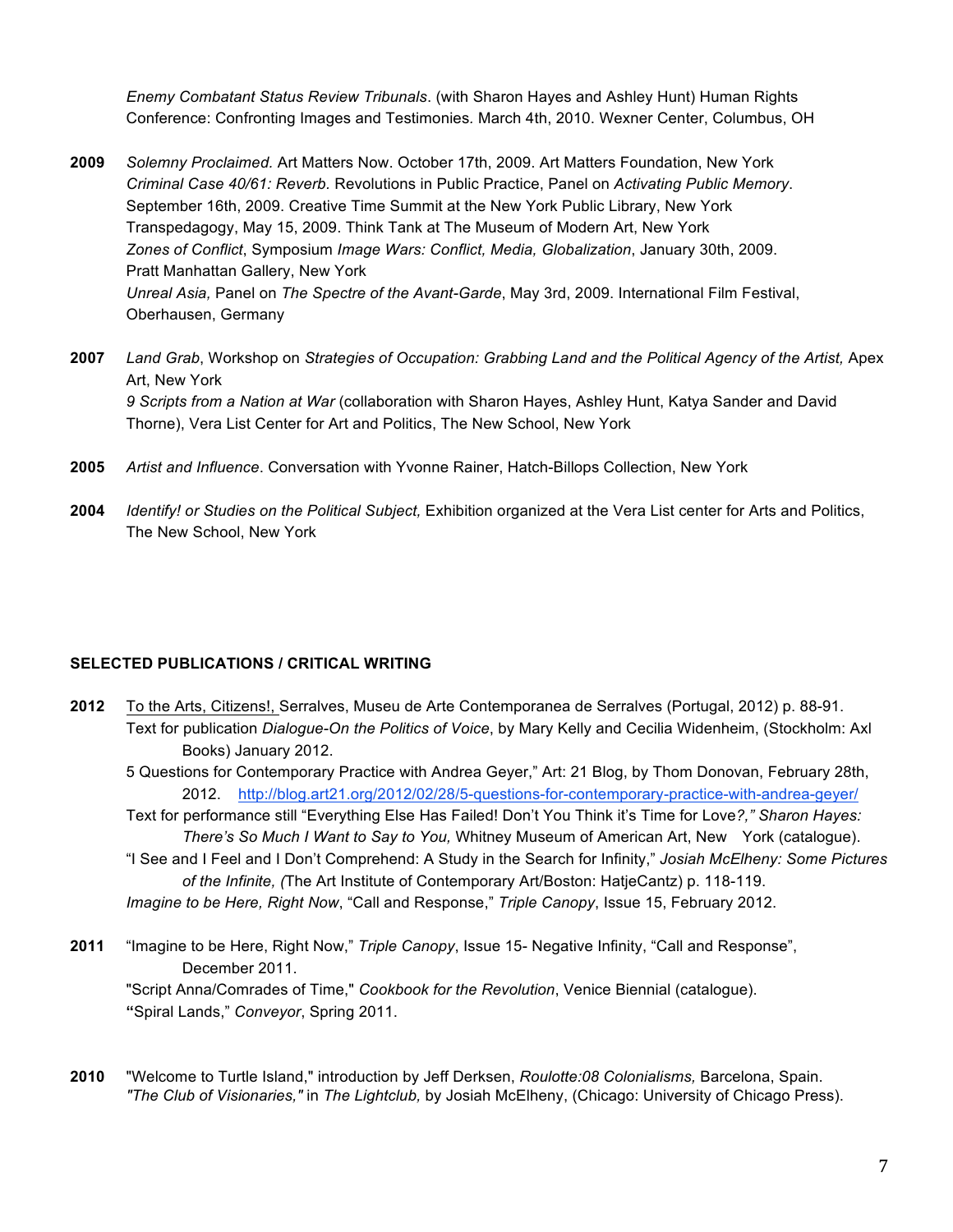*Enemy Combatant Status Review Tribunals*. (with Sharon Hayes and Ashley Hunt) Human Rights Conference: Confronting Images and Testimonies. March 4th, 2010. Wexner Center, Columbus, OH

**2009** *Solemny Proclaimed.* Art Matters Now. October 17th, 2009. Art Matters Foundation, New York
*Criminal Case 40/61: Reverb*. Revolutions in Public Practice, Panel on *Activating Public Memory*. September 16th, 2009. Creative Time Summit at the New York Public Library, New York
Transpedagogy, May 15, 2009. Think Tank at The Museum of Modern Art, New York
*Zones of Conflict*, Symposium *Image Wars: Conflict, Media, Globalization*, January 30th, 2009. Pratt Manhattan Gallery, New York
*Unreal Asia,* Panel on *The Spectre of the Avant-Garde*, May 3rd, 2009. International Film Festival, Oberhausen, Germany

**2007** *Land Grab*, Workshop on *Strategies of Occupation: Grabbing Land and the Political Agency of the Artist,* Apex Art, New York
*9 Scripts from a Nation at War* (collaboration with Sharon Hayes, Ashley Hunt, Katya Sander and David Thorne), Vera List Center for Art and Politics, The New School, New York

**2005** *Artist and Influence*. Conversation with Yvonne Rainer, Hatch-Billops Collection, New York

**2004** *Identify! or Studies on the Political Subject,* Exhibition organized at the Vera List center for Arts and Politics, The New School, New York

## SELECTED PUBLICATIONS / CRITICAL WRITING

**2012** To the Arts, Citizens!, Serralves, Museu de Arte Contemporanea de Serralves (Portugal, 2012) p. 88-91.
Text for publication *Dialogue-On the Politics of Voice*, by Mary Kelly and Cecilia Widenheim, (Stockholm: Axl Books) January 2012.
5 Questions for Contemporary Practice with Andrea Geyer," Art: 21 Blog, by Thom Donovan, February 28th, 2012. http://blog.art21.org/2012/02/28/5-questions-for-contemporary-practice-with-andrea-geyer/
Text for performance still "Everything Else Has Failed! Don't You Think it's Time for Love*?," Sharon Hayes: There's So Much I Want to Say to You,* Whitney Museum of American Art, New York (catalogue).
"I See and I Feel and I Don't Comprehend: A Study in the Search for Infinity," *Josiah McElheny: Some Pictures of the Infinite, (*The Art Institute of Contemporary Art/Boston: HatjeCantz) p. 118-119.
*Imagine to be Here, Right Now*, "Call and Response," *Triple Canopy*, Issue 15, February 2012.

**2011** "Imagine to be Here, Right Now," *Triple Canopy*, Issue 15- Negative Infinity, "Call and Response", December 2011.
"Script Anna/Comrades of Time," *Cookbook for the Revolution*, Venice Biennial (catalogue).
**"**Spiral Lands," *Conveyor*, Spring 2011.

**2010** "Welcome to Turtle Island," introduction by Jeff Derksen, *Roulotte:08 Colonialisms,* Barcelona, Spain.
*"The Club of Visionaries,"* in *The Lightclub,* by Josiah McElheny, (Chicago: University of Chicago Press).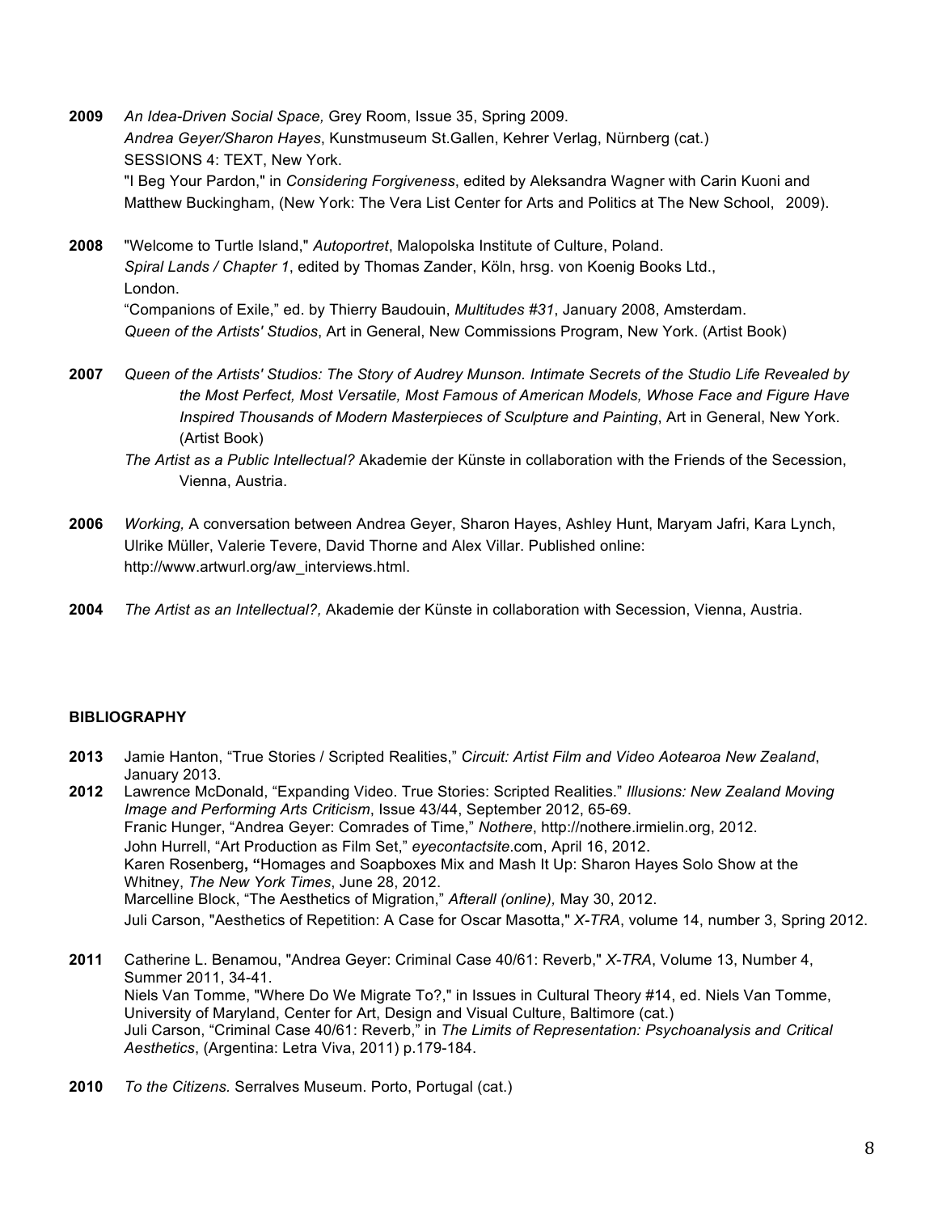**2009** *An Idea-Driven Social Space,* Grey Room, Issue 35, Spring 2009.
*Andrea Geyer/Sharon Hayes*, Kunstmuseum St.Gallen, Kehrer Verlag, Nürnberg (cat.)
SESSIONS 4: TEXT, New York.
"I Beg Your Pardon," in *Considering Forgiveness*, edited by Aleksandra Wagner with Carin Kuoni and Matthew Buckingham, (New York: The Vera List Center for Arts and Politics at The New School, 2009).

**2008** "Welcome to Turtle Island," *Autoportret*, Malopolska Institute of Culture, Poland.
*Spiral Lands / Chapter 1*, edited by Thomas Zander, Köln, hrsg. von Koenig Books Ltd., London.
"Companions of Exile," ed. by Thierry Baudouin, *Multitudes #31*, January 2008, Amsterdam.
*Queen of the Artists' Studios*, Art in General, New Commissions Program, New York. (Artist Book)

**2007** *Queen of the Artists' Studios: The Story of Audrey Munson. Intimate Secrets of the Studio Life Revealed by the Most Perfect, Most Versatile, Most Famous of American Models, Whose Face and Figure Have Inspired Thousands of Modern Masterpieces of Sculpture and Painting*, Art in General, New York. (Artist Book)
*The Artist as a Public Intellectual?* Akademie der Künste in collaboration with the Friends of the Secession, Vienna, Austria.

**2006** *Working,* A conversation between Andrea Geyer, Sharon Hayes, Ashley Hunt, Maryam Jafri, Kara Lynch, Ulrike Müller, Valerie Tevere, David Thorne and Alex Villar. Published online: http://www.artwurl.org/aw_interviews.html.

**2004** *The Artist as an Intellectual?,* Akademie der Künste in collaboration with Secession, Vienna, Austria.

## BIBLIOGRAPHY

**2013** Jamie Hanton, "True Stories / Scripted Realities," *Circuit: Artist Film and Video Aotearoa New Zealand*, January 2013.

**2012** Lawrence McDonald, "Expanding Video. True Stories: Scripted Realities." *Illusions: New Zealand Moving Image and Performing Arts Criticism*, Issue 43/44, September 2012, 65-69.
Franic Hunger, "Andrea Geyer: Comrades of Time," *Nothere*, http://nothere.irmielin.org, 2012.
John Hurrell, "Art Production as Film Set," *eyecontactsite*.com, April 16, 2012.
Karen Rosenberg, "Homages and Soapboxes Mix and Mash It Up: Sharon Hayes Solo Show at the Whitney, *The New York Times*, June 28, 2012.
Marcelline Block, "The Aesthetics of Migration," *Afterall (online)*, May 30, 2012.
Juli Carson, "Aesthetics of Repetition: A Case for Oscar Masotta," *X-TRA*, volume 14, number 3, Spring 2012.

**2011** Catherine L. Benamou, "Andrea Geyer: Criminal Case 40/61: Reverb," *X-TRA*, Volume 13, Number 4, Summer 2011, 34-41.
Niels Van Tomme, "Where Do We Migrate To?," in Issues in Cultural Theory #14, ed. Niels Van Tomme, University of Maryland, Center for Art, Design and Visual Culture, Baltimore (cat.)
Juli Carson, "Criminal Case 40/61: Reverb," in *The Limits of Representation: Psychoanalysis and Critical Aesthetics*, (Argentina: Letra Viva, 2011) p.179-184.

**2010** *To the Citizens.* Serralves Museum. Porto, Portugal (cat.)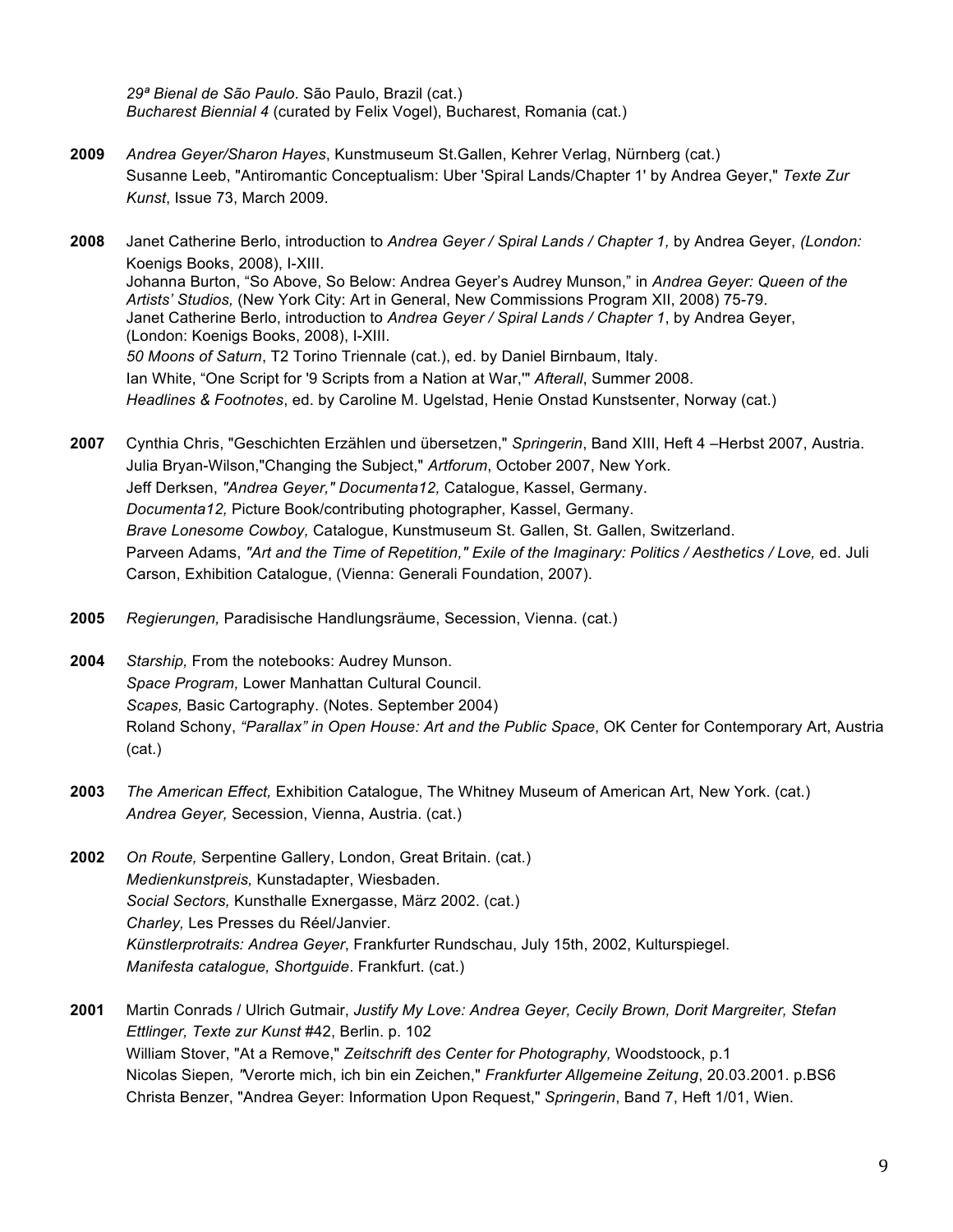*29ª Bienal de São Paulo*. São Paulo, Brazil (cat.)
*Bucharest Biennial 4* (curated by Felix Vogel), Bucharest, Romania (cat.)

**2009** *Andrea Geyer/Sharon Hayes*, Kunstmuseum St.Gallen, Kehrer Verlag, Nürnberg (cat.)
Susanne Leeb, "Antiromantic Conceptualism: Uber 'Spiral Lands/Chapter 1' by Andrea Geyer," *Texte Zur Kunst*, Issue 73, March 2009.

**2008** Janet Catherine Berlo, introduction to *Andrea Geyer / Spiral Lands / Chapter 1,* by Andrea Geyer, *(London:* Koenigs Books, 2008), I-XIII.
Johanna Burton, "So Above, So Below: Andrea Geyer's Audrey Munson," in *Andrea Geyer: Queen of the Artists' Studios,* (New York City: Art in General, New Commissions Program XII, 2008) 75-79.
Janet Catherine Berlo, introduction to *Andrea Geyer / Spiral Lands / Chapter 1*, by Andrea Geyer, (London: Koenigs Books, 2008), I-XIII.
*50 Moons of Saturn*, T2 Torino Triennale (cat.), ed. by Daniel Birnbaum, Italy.
Ian White, "One Script for '9 Scripts from a Nation at War,'" *Afterall*, Summer 2008.
*Headlines & Footnotes*, ed. by Caroline M. Ugelstad, Henie Onstad Kunstsenter, Norway (cat.)

**2007** Cynthia Chris, "Geschichten Erzählen und übersetzen," *Springerin*, Band XIII, Heft 4 –Herbst 2007, Austria.
Julia Bryan-Wilson,"Changing the Subject," *Artforum*, October 2007, New York.
Jeff Derksen, *"Andrea Geyer," Documenta12,* Catalogue, Kassel, Germany.
*Documenta12,* Picture Book/contributing photographer, Kassel, Germany.
*Brave Lonesome Cowboy,* Catalogue, Kunstmuseum St. Gallen, St. Gallen, Switzerland.
Parveen Adams, *"Art and the Time of Repetition," Exile of the Imaginary: Politics / Aesthetics / Love,* ed. Juli Carson, Exhibition Catalogue, (Vienna: Generali Foundation, 2007).

**2005** *Regierungen,* Paradisische Handlungsräume, Secession, Vienna. (cat.)

**2004** *Starship,* From the notebooks: Audrey Munson.
*Space Program,* Lower Manhattan Cultural Council.
*Scapes,* Basic Cartography. (Notes. September 2004)
Roland Schony, *"Parallax" in Open House: Art and the Public Space*, OK Center for Contemporary Art, Austria (cat.)

**2003** *The American Effect,* Exhibition Catalogue, The Whitney Museum of American Art, New York. (cat.)
*Andrea Geyer,* Secession, Vienna, Austria. (cat.)

**2002** *On Route,* Serpentine Gallery, London, Great Britain. (cat.)
*Medienkunstpreis,* Kunstadapter, Wiesbaden.
*Social Sectors,* Kunsthalle Exnergasse, März 2002. (cat.)
*Charley,* Les Presses du Réel/Janvier.
*Künstlerprotraits: Andrea Geyer*, Frankfurter Rundschau, July 15th, 2002, Kulturspiegel.
*Manifesta catalogue, Shortguide*. Frankfurt. (cat.)

**2001** Martin Conrads / Ulrich Gutmair, *Justify My Love: Andrea Geyer, Cecily Brown, Dorit Margreiter, Stefan Ettlinger, Texte zur Kunst* #42, Berlin. p. 102
William Stover, "At a Remove," *Zeitschrift des Center for Photography,* Woodstoock, p.1
Nicolas Siepen*, "*Verorte mich, ich bin ein Zeichen," *Frankfurter Allgemeine Zeitung*, 20.03.2001. p.BS6
Christa Benzer, "Andrea Geyer: Information Upon Request," *Springerin*, Band 7, Heft 1/01, Wien.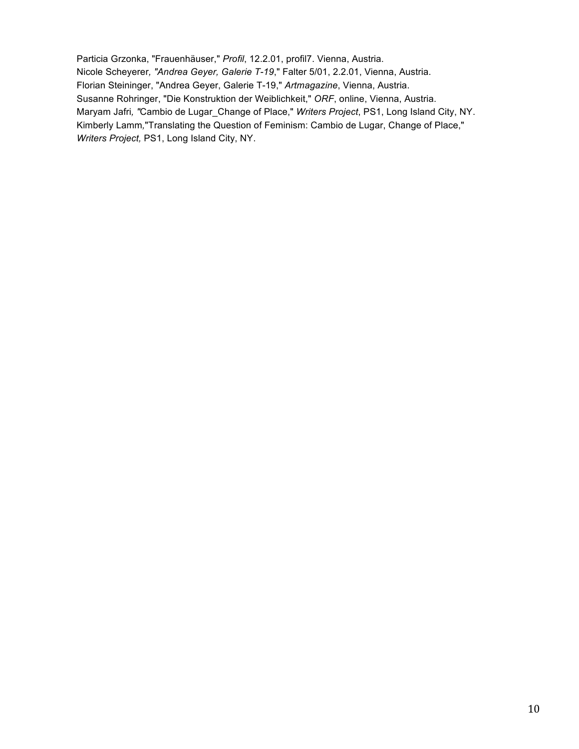Particia Grzonka, "Frauenhäuser," *Profil*, 12.2.01, profil7. Vienna, Austria.
Nicole Scheyerer*, "Andrea Geyer, Galerie T-19*," Falter 5/01, 2.2.01, Vienna, Austria.
Florian Steininger, "Andrea Geyer, Galerie T-19," *Artmagazine*, Vienna, Austria.
Susanne Rohringer, "Die Konstruktion der Weiblichkeit," *ORF*, online, Vienna, Austria.
Maryam Jafri*, "*Cambio de Lugar_Change of Place," *Writers Project*, PS1, Long Island City, NY.
Kimberly Lamm*,*"Translating the Question of Feminism: Cambio de Lugar, Change of Place," *Writers Project,* PS1, Long Island City, NY.